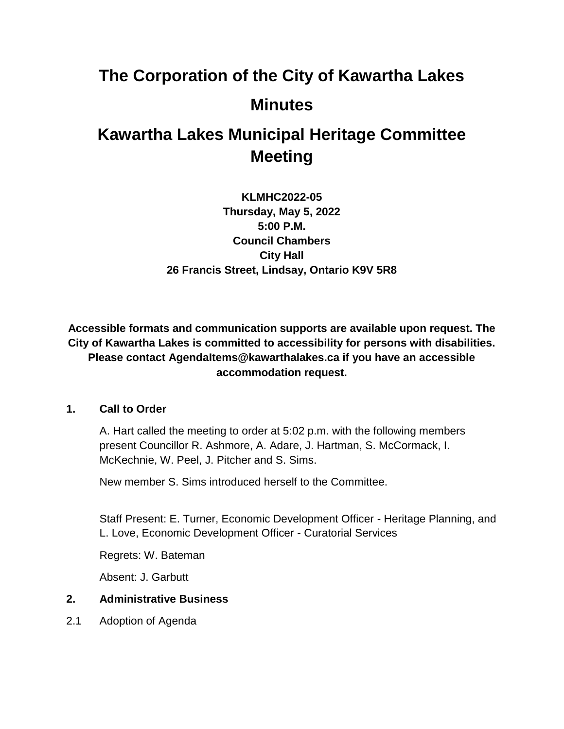# The Corporation of the City of Kawartha Lakes

# Minutes

# Kawartha Lakes Municipal Heritage Committee Meeting

**KLMHC2022-05**
**Thursday, May 5, 2022**
**5:00 P.M.**
**Council Chambers**
**City Hall**
**26 Francis Street, Lindsay, Ontario K9V 5R8**

**Accessible formats and communication supports are available upon request. The City of Kawartha Lakes is committed to accessibility for persons with disabilities. Please contact AgendaItems@kawarthalakes.ca if you have an accessible accommodation request.**

## 1. Call to Order

A. Hart called the meeting to order at 5:02 p.m. with the following members present Councillor R. Ashmore, A. Adare, J. Hartman, S. McCormack, I. McKechnie, W. Peel, J. Pitcher and S. Sims.

New member S. Sims introduced herself to the Committee.

Staff Present: E. Turner, Economic Development Officer - Heritage Planning, and L. Love, Economic Development Officer - Curatorial Services

Regrets: W. Bateman

Absent: J. Garbutt

## 2. Administrative Business

2.1 Adoption of Agenda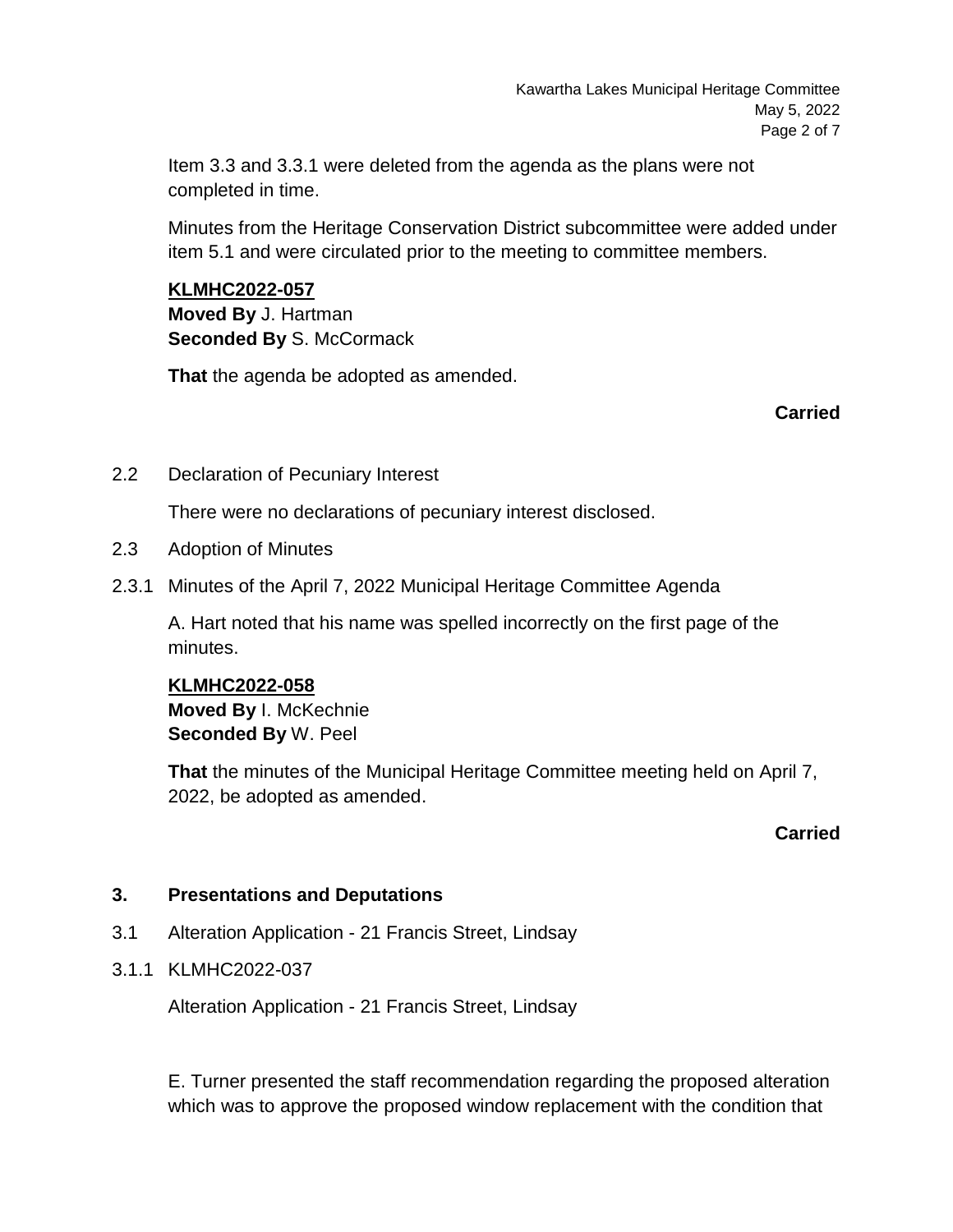Item 3.3 and 3.3.1 were deleted from the agenda as the plans were not completed in time.

Minutes from the Heritage Conservation District subcommittee were added under item 5.1 and were circulated prior to the meeting to committee members.

**KLMHC2022-057**
**Moved By** J. Hartman
**Seconded By** S. McCormack

**That** the agenda be adopted as amended.

**Carried**

2.2 Declaration of Pecuniary Interest

There were no declarations of pecuniary interest disclosed.

2.3 Adoption of Minutes

2.3.1 Minutes of the April 7, 2022 Municipal Heritage Committee Agenda

A. Hart noted that his name was spelled incorrectly on the first page of the minutes.

**KLMHC2022-058**
**Moved By** I. McKechnie
**Seconded By** W. Peel

**That** the minutes of the Municipal Heritage Committee meeting held on April 7, 2022, be adopted as amended.

**Carried**

## 3. Presentations and Deputations

3.1 Alteration Application - 21 Francis Street, Lindsay

3.1.1 KLMHC2022-037

Alteration Application - 21 Francis Street, Lindsay

E. Turner presented the staff recommendation regarding the proposed alteration which was to approve the proposed window replacement with the condition that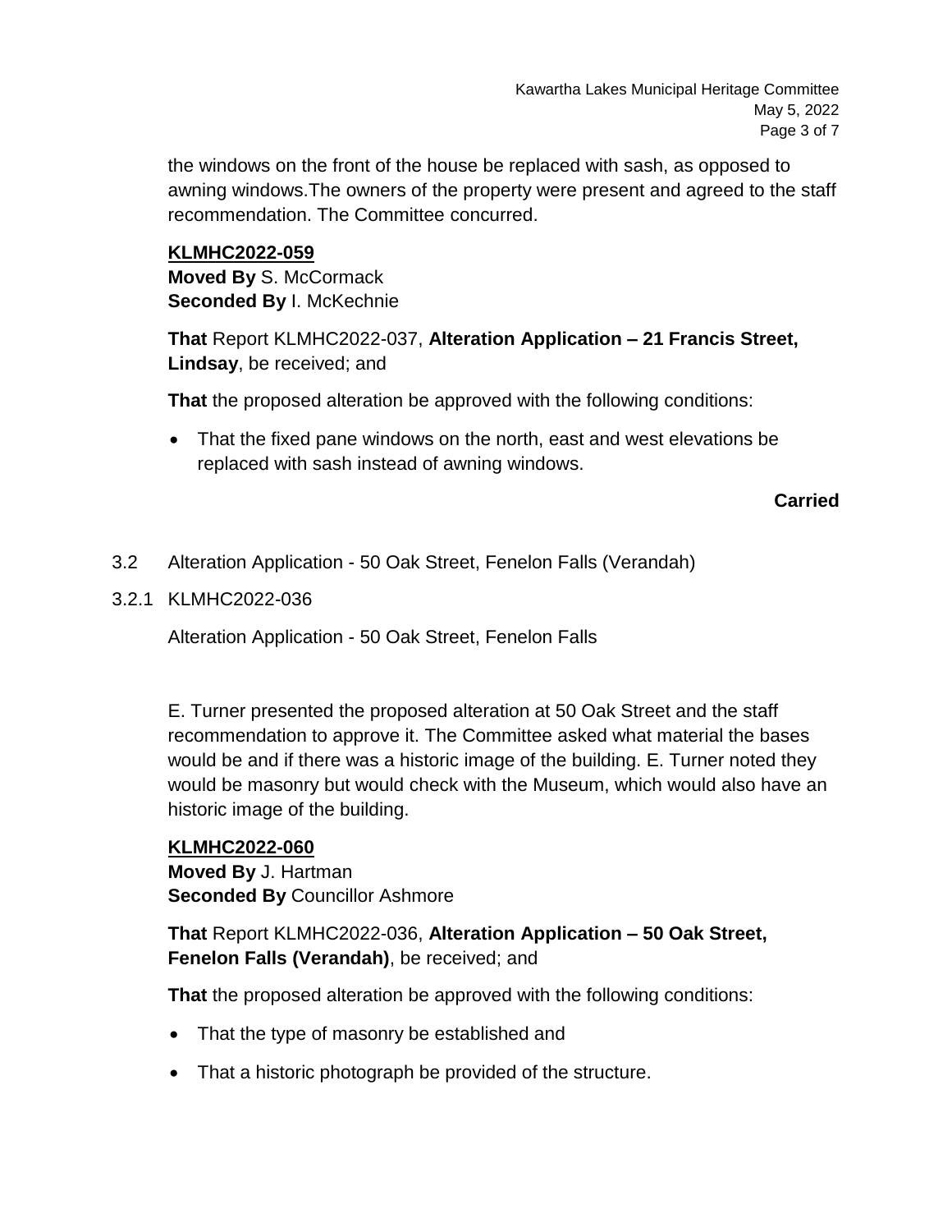the windows on the front of the house be replaced with sash, as opposed to awning windows.The owners of the property were present and agreed to the staff recommendation. The Committee concurred.

**KLMHC2022-059**
**Moved By** S. McCormack
**Seconded By** I. McKechnie

**That** Report KLMHC2022-037, **Alteration Application – 21 Francis Street, Lindsay**, be received; and

**That** the proposed alteration be approved with the following conditions:

- That the fixed pane windows on the north, east and west elevations be replaced with sash instead of awning windows.

**Carried**

3.2 Alteration Application - 50 Oak Street, Fenelon Falls (Verandah)

3.2.1 KLMHC2022-036

Alteration Application - 50 Oak Street, Fenelon Falls

E. Turner presented the proposed alteration at 50 Oak Street and the staff recommendation to approve it. The Committee asked what material the bases would be and if there was a historic image of the building. E. Turner noted they would be masonry but would check with the Museum, which would also have an historic image of the building.

**KLMHC2022-060**
**Moved By** J. Hartman
**Seconded By** Councillor Ashmore

**That** Report KLMHC2022-036, **Alteration Application – 50 Oak Street, Fenelon Falls (Verandah)**, be received; and

**That** the proposed alteration be approved with the following conditions:

- That the type of masonry be established and
- That a historic photograph be provided of the structure.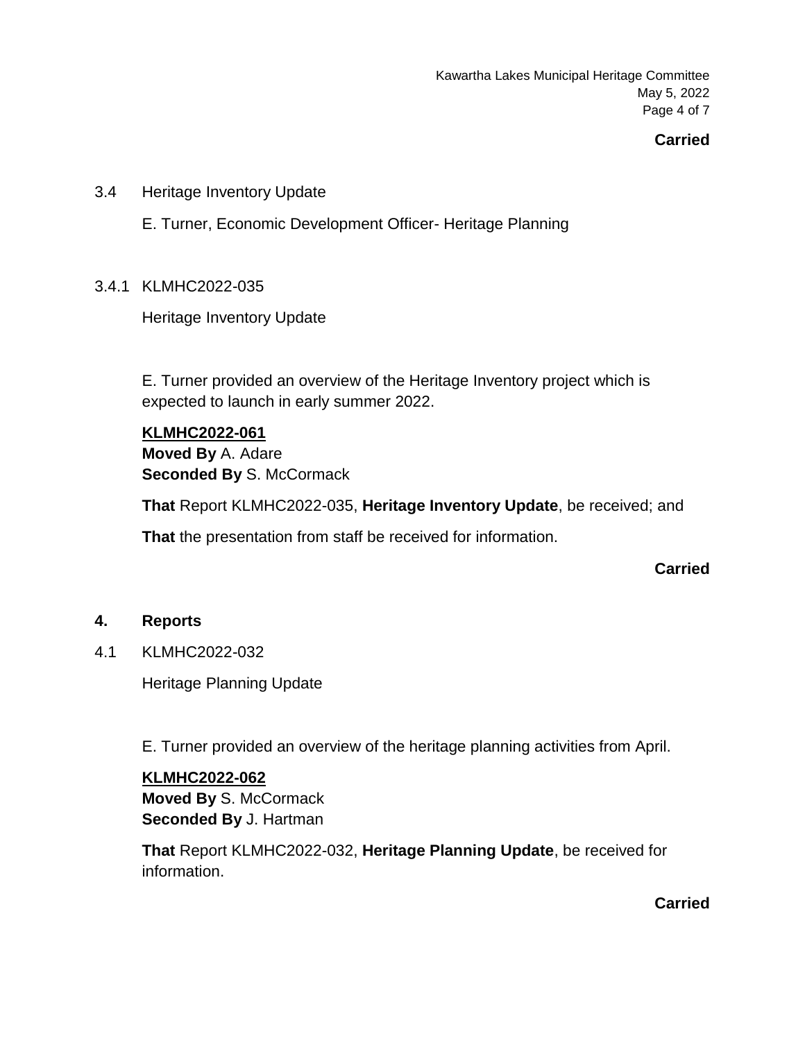**Carried**

3.4 Heritage Inventory Update

E. Turner, Economic Development Officer- Heritage Planning

3.4.1 KLMHC2022-035

Heritage Inventory Update

E. Turner provided an overview of the Heritage Inventory project which is expected to launch in early summer 2022.

**KLMHC2022-061**
**Moved By** A. Adare
**Seconded By** S. McCormack

**That** Report KLMHC2022-035, **Heritage Inventory Update**, be received; and

**That** the presentation from staff be received for information.

**Carried**

## 4. Reports

4.1 KLMHC2022-032

Heritage Planning Update

E. Turner provided an overview of the heritage planning activities from April.

**KLMHC2022-062**
**Moved By** S. McCormack
**Seconded By** J. Hartman

**That** Report KLMHC2022-032, **Heritage Planning Update**, be received for information.

**Carried**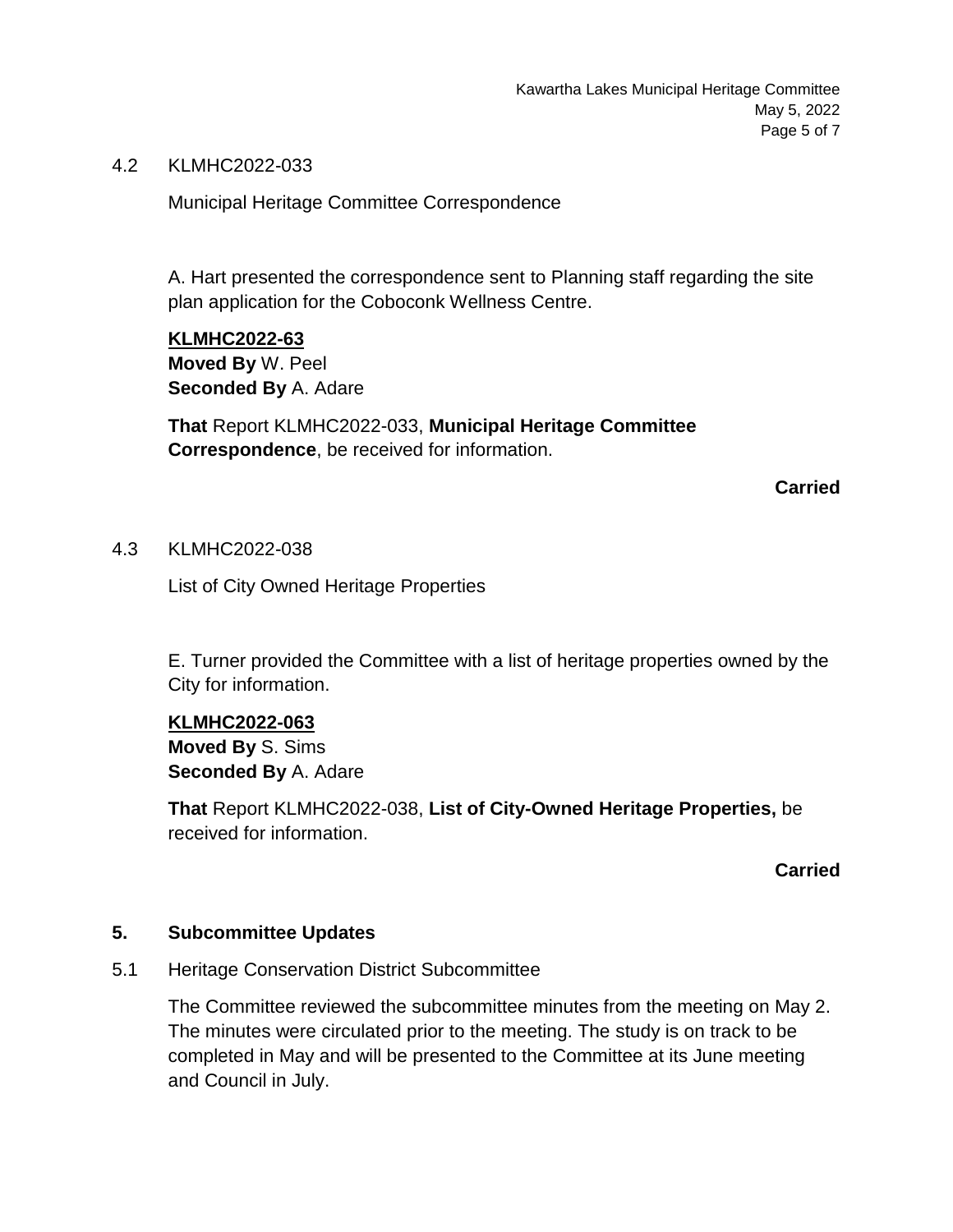4.2 KLMHC2022-033

Municipal Heritage Committee Correspondence

A. Hart presented the correspondence sent to Planning staff regarding the site plan application for the Coboconk Wellness Centre.

**KLMHC2022-63**
**Moved By** W. Peel
**Seconded By** A. Adare

**That** Report KLMHC2022-033, **Municipal Heritage Committee Correspondence**, be received for information.

**Carried**

4.3 KLMHC2022-038

List of City Owned Heritage Properties

E. Turner provided the Committee with a list of heritage properties owned by the City for information.

**KLMHC2022-063**
**Moved By** S. Sims
**Seconded By** A. Adare

**That** Report KLMHC2022-038, **List of City-Owned Heritage Properties,** be received for information.

**Carried**

## 5. Subcommittee Updates

5.1 Heritage Conservation District Subcommittee

The Committee reviewed the subcommittee minutes from the meeting on May 2. The minutes were circulated prior to the meeting. The study is on track to be completed in May and will be presented to the Committee at its June meeting and Council in July.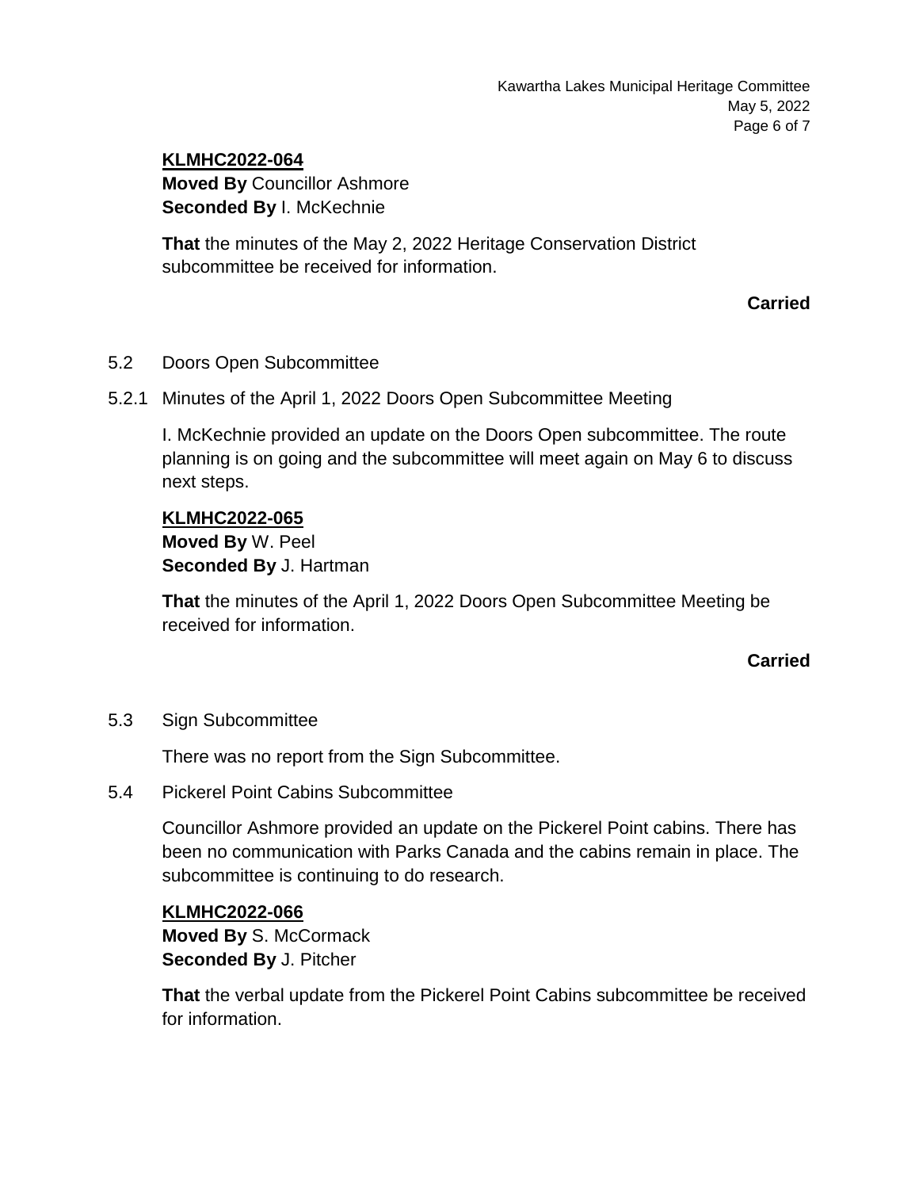**KLMHC2022-064**
**Moved By** Councillor Ashmore
**Seconded By** I. McKechnie

**That** the minutes of the May 2, 2022 Heritage Conservation District subcommittee be received for information.

**Carried**

5.2 Doors Open Subcommittee

5.2.1 Minutes of the April 1, 2022 Doors Open Subcommittee Meeting

I. McKechnie provided an update on the Doors Open subcommittee. The route planning is on going and the subcommittee will meet again on May 6 to discuss next steps.

**KLMHC2022-065**
**Moved By** W. Peel
**Seconded By** J. Hartman

**That** the minutes of the April 1, 2022 Doors Open Subcommittee Meeting be received for information.

**Carried**

5.3 Sign Subcommittee

There was no report from the Sign Subcommittee.

5.4 Pickerel Point Cabins Subcommittee

Councillor Ashmore provided an update on the Pickerel Point cabins. There has been no communication with Parks Canada and the cabins remain in place. The subcommittee is continuing to do research.

**KLMHC2022-066**
**Moved By** S. McCormack
**Seconded By** J. Pitcher

**That** the verbal update from the Pickerel Point Cabins subcommittee be received for information.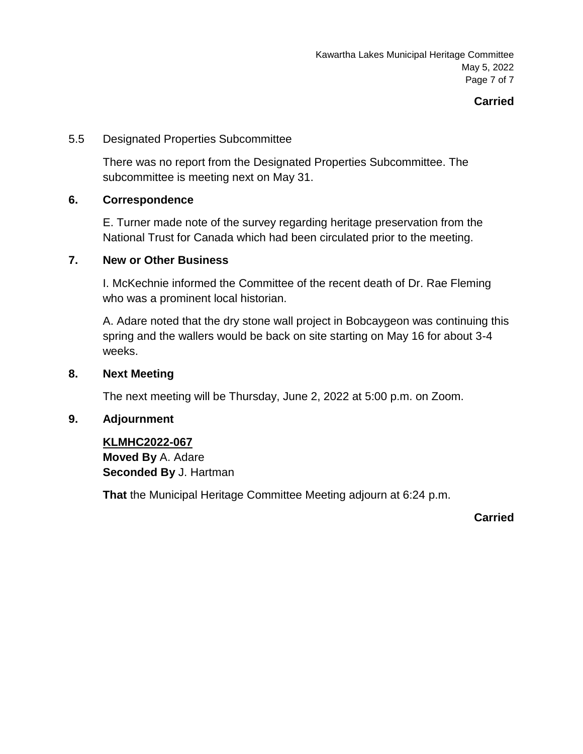**Carried**

5.5 Designated Properties Subcommittee

There was no report from the Designated Properties Subcommittee. The subcommittee is meeting next on May 31.

## 6. Correspondence

E. Turner made note of the survey regarding heritage preservation from the National Trust for Canada which had been circulated prior to the meeting.

## 7. New or Other Business

I. McKechnie informed the Committee of the recent death of Dr. Rae Fleming who was a prominent local historian.

A. Adare noted that the dry stone wall project in Bobcaygeon was continuing this spring and the wallers would be back on site starting on May 16 for about 3-4 weeks.

## 8. Next Meeting

The next meeting will be Thursday, June 2, 2022 at 5:00 p.m. on Zoom.

## 9. Adjournment

**KLMHC2022-067**
**Moved By** A. Adare
**Seconded By** J. Hartman

**That** the Municipal Heritage Committee Meeting adjourn at 6:24 p.m.

**Carried**